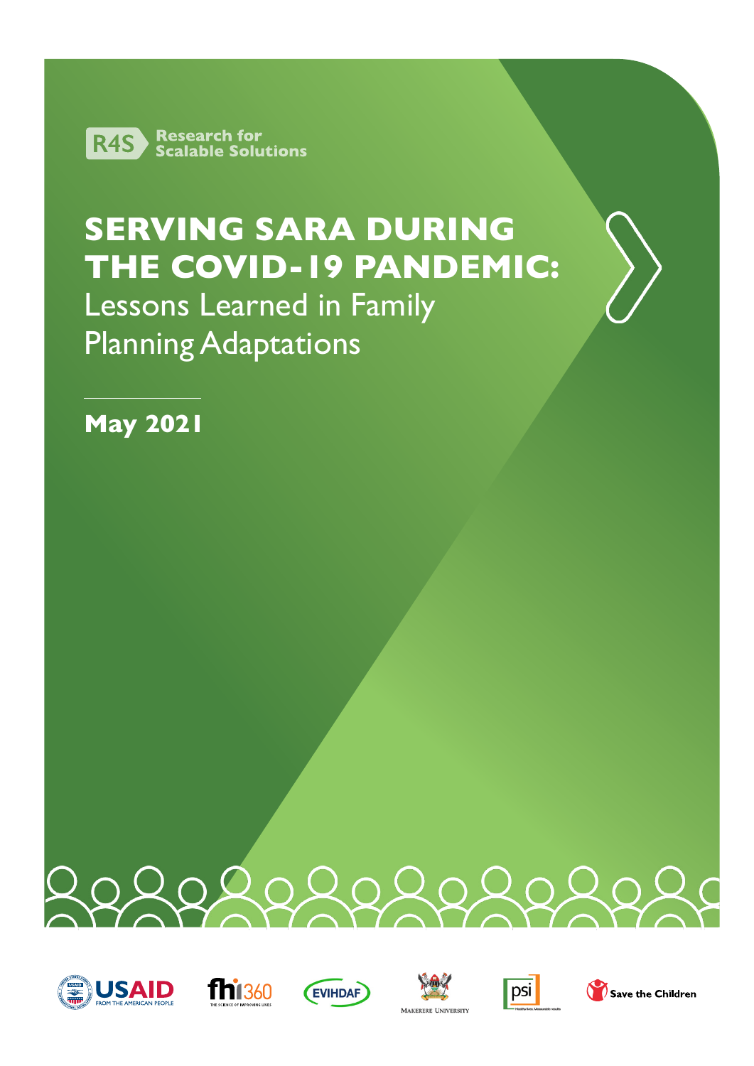R4S Research for Scalable Solutions

# SERVING SARA DURING THE COVID-19 PANDEMIC:

## Lessons Learned in Family Planning Adaptations

**May 2021**

USAID FROM THE AMERICAN PEOPLE

fhi360 THE SCIENCE OF IMPROVING LIVES

EVIHDAF

MAKERERE UNIVERSITY

psi Healthy lives. Measurable results.

Save the Children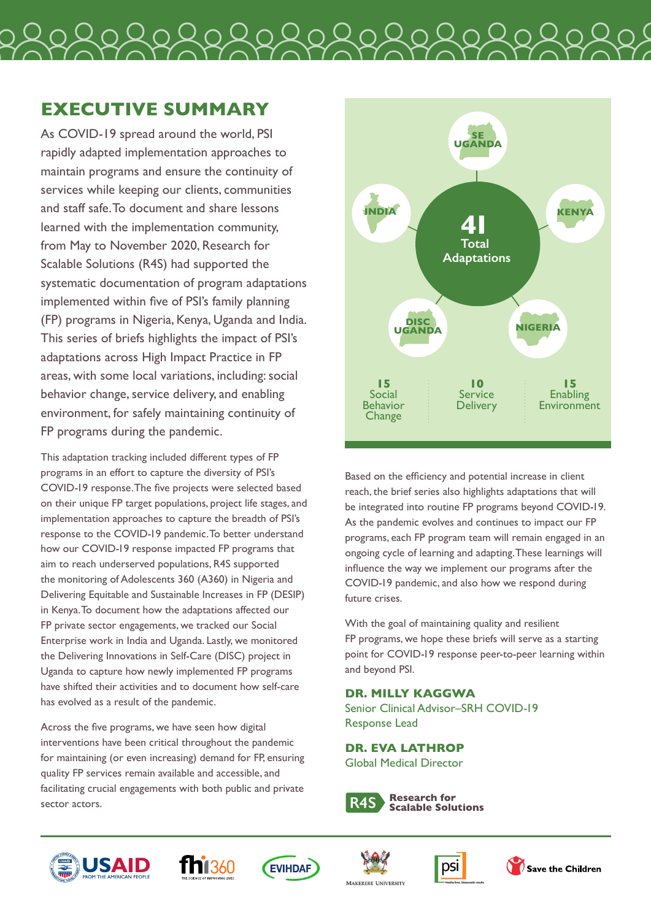## EXECUTIVE SUMMARY

As COVID-19 spread around the world, PSI rapidly adapted implementation approaches to maintain programs and ensure the continuity of services while keeping our clients, communities and staff safe. To document and share lessons learned with the implementation community, from May to November 2020, Research for Scalable Solutions (R4S) had supported the systematic documentation of program adaptations implemented within five of PSI's family planning (FP) programs in Nigeria, Kenya, Uganda and India. This series of briefs highlights the impact of PSI's adaptations across High Impact Practice in FP areas, with some local variations, including: social behavior change, service delivery, and enabling environment, for safely maintaining continuity of FP programs during the pandemic.

This adaptation tracking included different types of FP programs in an effort to capture the diversity of PSI's COVID-19 response. The five projects were selected based on their unique FP target populations, project life stages, and implementation approaches to capture the breadth of PSI's response to the COVID-19 pandemic. To better understand how our COVID-19 response impacted FP programs that aim to reach underserved populations, R4S supported the monitoring of Adolescents 360 (A360) in Nigeria and Delivering Equitable and Sustainable Increases in FP (DESIP) in Kenya. To document how the adaptations affected our FP private sector engagements, we tracked our Social Enterprise work in India and Uganda. Lastly, we monitored the Delivering Innovations in Self-Care (DISC) project in Uganda to capture how newly implemented FP programs have shifted their activities and to document how self-care has evolved as a result of the pandemic.

Across the five programs, we have seen how digital interventions have been critical throughout the pandemic for maintaining (or even increasing) demand for FP, ensuring quality FP services remain available and accessible, and facilitating crucial engagements with both public and private sector actors.

**41** Total Adaptations

SE UGANDA · KENYA · NIGERIA · DISC UGANDA · INDIA

| 15 Social Behavior Change | 10 Service Delivery | 15 Enabling Environment |
|---|---|---|

Based on the efficiency and potential increase in client reach, the brief series also highlights adaptations that will be integrated into routine FP programs beyond COVID-19. As the pandemic evolves and continues to impact our FP programs, each FP program team will remain engaged in an ongoing cycle of learning and adapting. These learnings will influence the way we implement our programs after the COVID-19 pandemic, and also how we respond during future crises.

With the goal of maintaining quality and resilient FP programs, we hope these briefs will serve as a starting point for COVID-19 response peer-to-peer learning within and beyond PSI.

**DR. MILLY KAGGWA**
Senior Clinical Advisor–SRH COVID-19 Response Lead

**DR. EVA LATHROP**
Global Medical Director

R4S Research for Scalable Solutions

USAID FROM THE AMERICAN PEOPLE · fhi360 · EVIHDAF · Makerere University · psi · Save the Children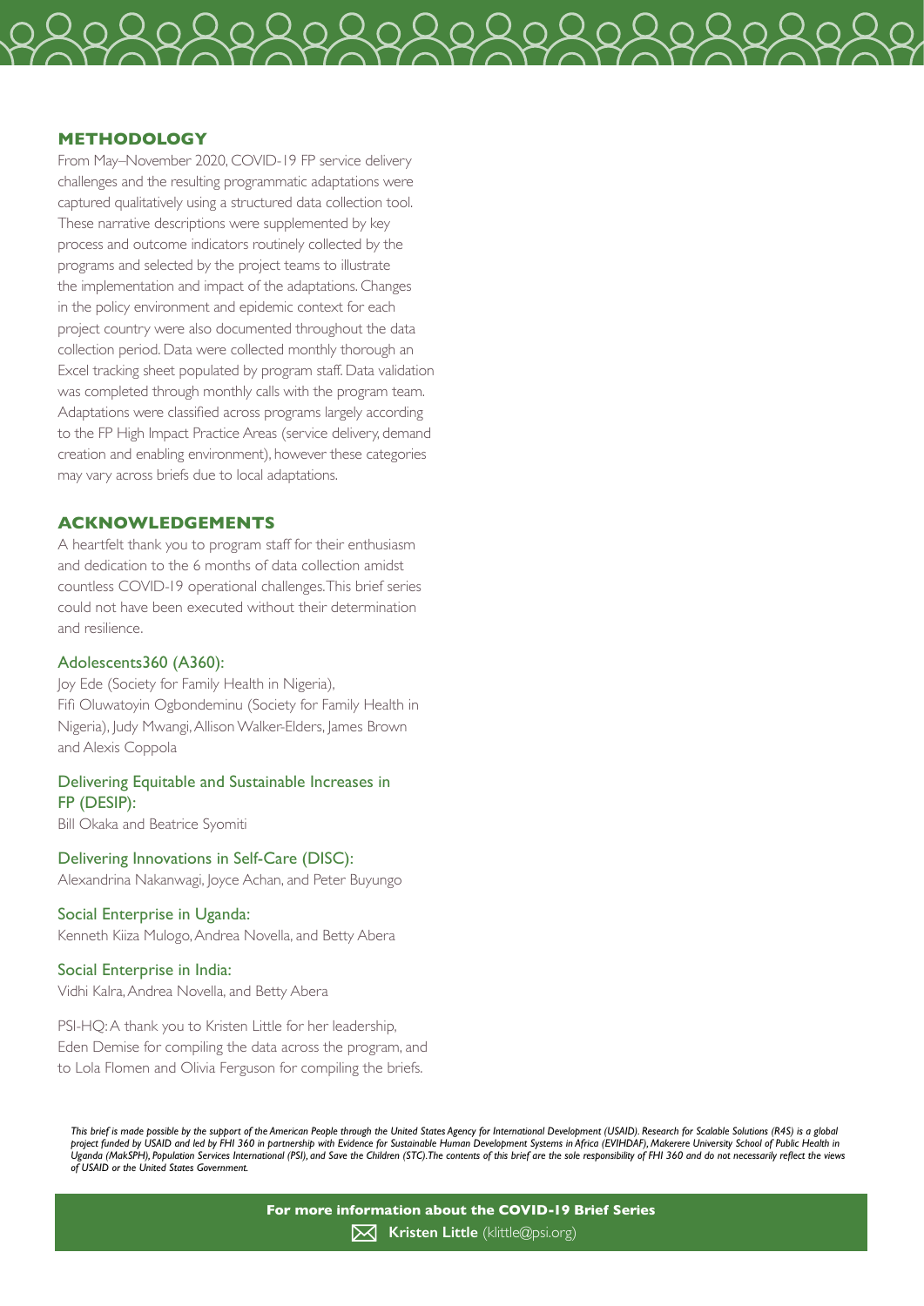## METHODOLOGY

From May–November 2020, COVID-19 FP service delivery challenges and the resulting programmatic adaptations were captured qualitatively using a structured data collection tool. These narrative descriptions were supplemented by key process and outcome indicators routinely collected by the programs and selected by the project teams to illustrate the implementation and impact of the adaptations. Changes in the policy environment and epidemic context for each project country were also documented throughout the data collection period. Data were collected monthly thorough an Excel tracking sheet populated by program staff. Data validation was completed through monthly calls with the program team. Adaptations were classified across programs largely according to the FP High Impact Practice Areas (service delivery, demand creation and enabling environment), however these categories may vary across briefs due to local adaptations.

## ACKNOWLEDGEMENTS

A heartfelt thank you to program staff for their enthusiasm and dedication to the 6 months of data collection amidst countless COVID-19 operational challenges. This brief series could not have been executed without their determination and resilience.

### Adolescents360 (A360):

Joy Ede (Society for Family Health in Nigeria), Fifi Oluwatoyin Ogbondeminu (Society for Family Health in Nigeria), Judy Mwangi, Allison Walker-Elders, James Brown and Alexis Coppola

### Delivering Equitable and Sustainable Increases in FP (DESIP):

Bill Okaka and Beatrice Syomiti

### Delivering Innovations in Self-Care (DISC):

Alexandrina Nakanwagi, Joyce Achan, and Peter Buyungo

### Social Enterprise in Uganda:

Kenneth Kiiza Mulogo, Andrea Novella, and Betty Abera

### Social Enterprise in India:

Vidhi Kalra, Andrea Novella, and Betty Abera

PSI-HQ: A thank you to Kristen Little for her leadership, Eden Demise for compiling the data across the program, and to Lola Flomen and Olivia Ferguson for compiling the briefs.

*This brief is made possible by the support of the American People through the United States Agency for International Development (USAID). Research for Scalable Solutions (R4S) is a global project funded by USAID and led by FHI 360 in partnership with Evidence for Sustainable Human Development Systems in Africa (EVIHDAF), Makerere University School of Public Health in Uganda (MakSPH), Population Services International (PSI), and Save the Children (STC). The contents of this brief are the sole responsibility of FHI 360 and do not necessarily reflect the views of USAID or the United States Government.*

**For more information about the COVID-19 Brief Series**

**Kristen Little** (klittle@psi.org)